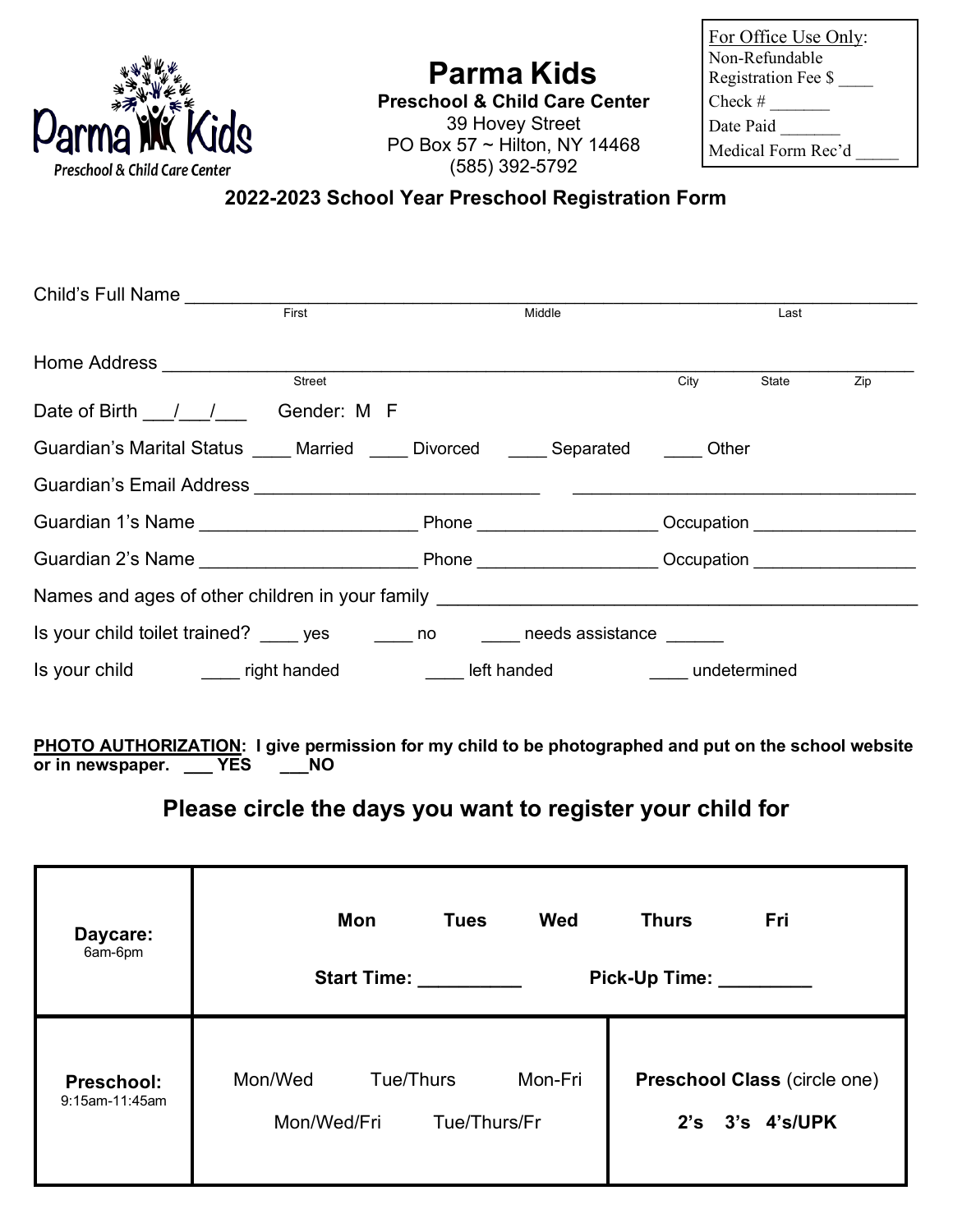# Parma Kids

**Preschool & Child Care Center**
39 Hovey Street
PO Box 57 ~ Hilton, NY 14468
(585) 392-5792

For Office Use Only:
Non-Refundable Registration Fee $ ____
Check # _______
Date Paid _______
Medical Form Rec'd _____

## 2022-2023 School Year Preschool Registration Form

Child's Full Name ______________________________________________________________
First Middle Last

Home Address ______________________________________________________________
Street City State Zip

Date of Birth ___/___/___ Gender: M F

Guardian's Marital Status ____ Married ____ Divorced ____ Separated ____ Other

Guardian's Email Address ____________________________ ________________________________

Guardian 1's Name _____________________ Phone _________________ Occupation ________________

Guardian 2's Name _____________________ Phone _________________ Occupation ________________

Names and ages of other children in your family ____________________________________________

Is your child toilet trained? ____ yes ____ no ____ needs assistance ______

Is your child ____ right handed ____ left handed ____ undetermined

**PHOTO AUTHORIZATION: I give permission for my child to be photographed and put on the school website or in newspaper. ___ YES ___NO**

## Please circle the days you want to register your child for

| | | |
|---|---|---|
| **Daycare:** 6am-6pm | **Mon** **Tues** **Wed** **Thurs** **Fri**<br>**Start Time:** __________ **Pick-Up Time:** _________ | |
| **Preschool:** 9:15am-11:45am | Mon/Wed Tue/Thurs Mon-Fri<br>Mon/Wed/Fri Tue/Thurs/Fr | **Preschool Class** (circle one)<br>**2's 3's 4's/UPK** |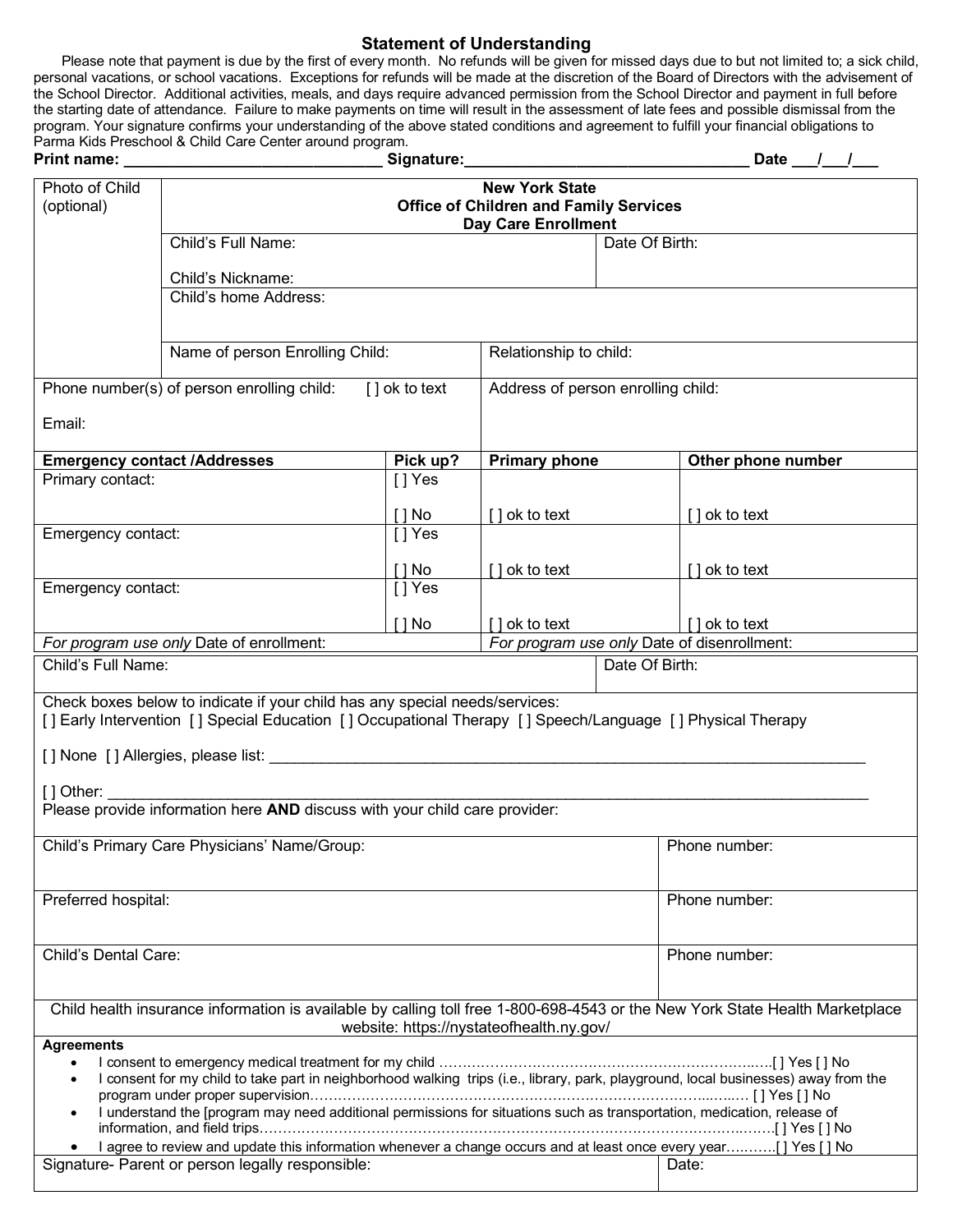## Statement of Understanding

Please note that payment is due by the first of every month. No refunds will be given for missed days due to but not limited to; a sick child, personal vacations, or school vacations. Exceptions for refunds will be made at the discretion of the Board of Directors with the advisement of the School Director. Additional activities, meals, and days require advanced permission from the School Director and payment in full before the starting date of attendance. Failure to make payments on time will result in the assessment of late fees and possible dismissal from the program. Your signature confirms your understanding of the above stated conditions and agreement to fulfill your financial obligations to Parma Kids Preschool & Child Care Center around program.

**Print name: _____________________________ Signature:__________________________________ Date ___/___/___**

| | | |
|---|---|---|
| Photo of Child (optional) | **New York State Office of Children and Family Services Day Care Enrollment** | |
| | Child's Full Name: <br> Child's Nickname: | Date Of Birth: |
| | Child's home Address: | |
| | Name of person Enrolling Child: | Relationship to child: |

| | |
|---|---|
| Phone number(s) of person enrolling child: [ ] ok to text <br> Email: | Address of person enrolling child: |

| **Emergency contact /Addresses** | **Pick up?** | **Primary phone** | **Other phone number** |
|---|---|---|---|
| Primary contact: | [ ] Yes <br> [ ] No | [ ] ok to text | [ ] ok to text |
| Emergency contact: | [ ] Yes <br> [ ] No | [ ] ok to text | [ ] ok to text |
| Emergency contact: | [ ] Yes <br> [ ] No | [ ] ok to text | [ ] ok to text |
| *For program use only* Date of enrollment: | | *For program use only* Date of disenrollment: | |

| | |
|---|---|
| Child's Full Name: | Date Of Birth: |

Check boxes below to indicate if your child has any special needs/services:
[ ] Early Intervention [ ] Special Education [ ] Occupational Therapy [ ] Speech/Language [ ] Physical Therapy

[ ] None [ ] Allergies, please list: ___________________________________________________________________________

[ ] Other: _______________________________________________________________________________________________
Please provide information here **AND** discuss with your child care provider:

| | |
|---|---|
| Child's Primary Care Physicians' Name/Group: | Phone number: |
| Preferred hospital: | Phone number: |
| Child's Dental Care: | Phone number: |

Child health insurance information is available by calling toll free 1-800-698-4543 or the New York State Health Marketplace website: https://nystateofhealth.ny.gov/

**Agreements**

- I consent to emergency medical treatment for my child ……………………………………………………………..….[ ] Yes [ ] No
- I consent for my child to take part in neighborhood walking trips (i.e., library, park, playground, local businesses) away from the program under proper supervision……………………………………………………………………...…...… [ ] Yes [ ] No
- I understand the [program may need additional permissions for situations such as transportation, medication, release of information, and field trips………………………………………………………………………………………..……[ ] Yes [ ] No
- I agree to review and update this information whenever a change occurs and at least once every year….…….[ ] Yes [ ] No

| | |
|---|---|
| Signature- Parent or person legally responsible: | Date: |